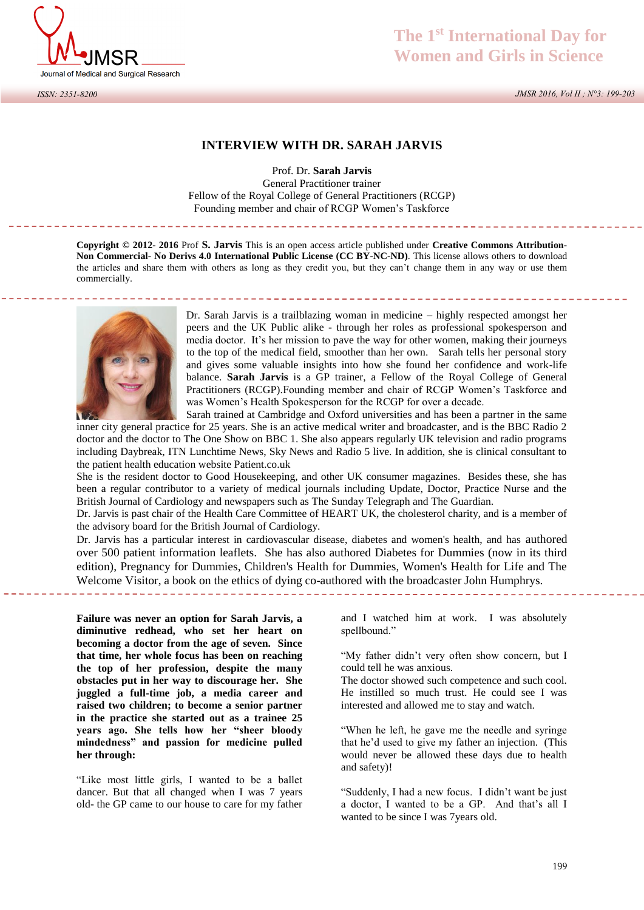# INTERVIEW WITH DR. SARAH JARVIS

Prof. Dr. **Sarah Jarvis**
General Practitioner trainer
Fellow of the Royal College of General Practitioners (RCGP)
Founding member and chair of RCGP Women's Taskforce

**Copyright © 2012- 2016** Prof **S. Jarvis** This is an open access article published under **Creative Commons Attribution-Non Commercial- No Derivs 4.0 International Public License (CC BY-NC-ND)**. This license allows others to download the articles and share them with others as long as they credit you, but they can't change them in any way or use them commercially.

Dr. Sarah Jarvis is a trailblazing woman in medicine – highly respected amongst her peers and the UK Public alike - through her roles as professional spokesperson and media doctor. It's her mission to pave the way for other women, making their journeys to the top of the medical field, smoother than her own. Sarah tells her personal story and gives some valuable insights into how she found her confidence and work-life balance. **Sarah Jarvis** is a GP trainer, a Fellow of the Royal College of General Practitioners (RCGP).Founding member and chair of RCGP Women's Taskforce and was Women's Health Spokesperson for the RCGP for over a decade.

Sarah trained at Cambridge and Oxford universities and has been a partner in the same inner city general practice for 25 years. She is an active medical writer and broadcaster, and is the BBC Radio 2 doctor and the doctor to The One Show on BBC 1. She also appears regularly UK television and radio programs including Daybreak, ITN Lunchtime News, Sky News and Radio 5 live. In addition, she is clinical consultant to the patient health education website Patient.co.uk

She is the resident doctor to Good Housekeeping, and other UK consumer magazines. Besides these, she has been a regular contributor to a variety of medical journals including Update, Doctor, Practice Nurse and the British Journal of Cardiology and newspapers such as The Sunday Telegraph and The Guardian.

Dr. Jarvis is past chair of the Health Care Committee of HEART UK, the cholesterol charity, and is a member of the advisory board for the British Journal of Cardiology.

Dr. Jarvis has a particular interest in cardiovascular disease, diabetes and women's health, and has authored over 500 patient information leaflets. She has also authored Diabetes for Dummies (now in its third edition), Pregnancy for Dummies, Children's Health for Dummies, Women's Health for Life and The Welcome Visitor, a book on the ethics of dying co-authored with the broadcaster John Humphrys.

**Failure was never an option for Sarah Jarvis, a diminutive redhead, who set her heart on becoming a doctor from the age of seven. Since that time, her whole focus has been on reaching the top of her profession, despite the many obstacles put in her way to discourage her. She juggled a full-time job, a media career and raised two children; to become a senior partner in the practice she started out as a trainee 25 years ago. She tells how her "sheer bloody mindedness" and passion for medicine pulled her through:**

"Like most little girls, I wanted to be a ballet dancer. But that all changed when I was 7 years old- the GP came to our house to care for my father and I watched him at work. I was absolutely spellbound."

"My father didn't very often show concern, but I could tell he was anxious.
The doctor showed such competence and such cool. He instilled so much trust. He could see I was interested and allowed me to stay and watch.

"When he left, he gave me the needle and syringe that he'd used to give my father an injection. (This would never be allowed these days due to health and safety)!

"Suddenly, I had a new focus. I didn't want be just a doctor, I wanted to be a GP. And that's all I wanted to be since I was 7years old.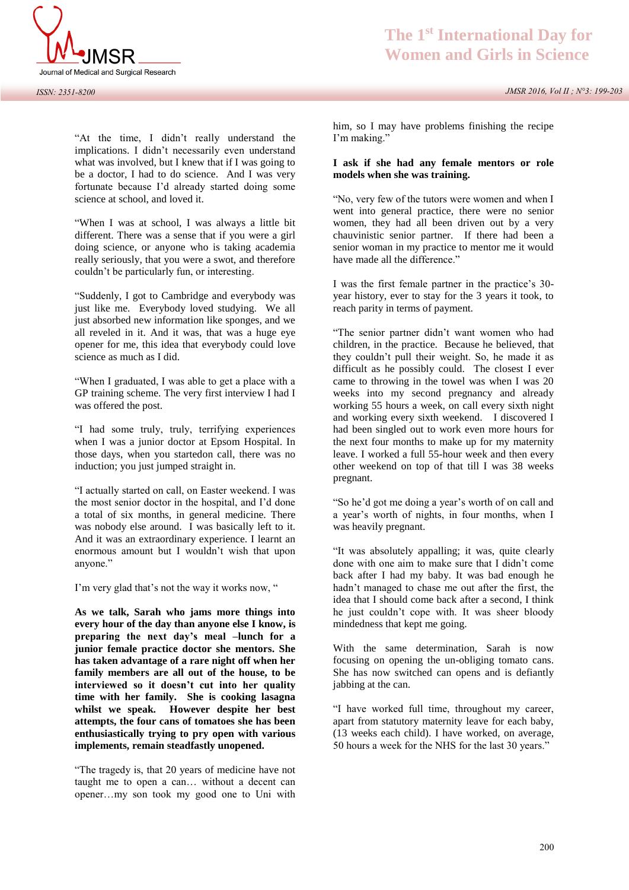"At the time, I didn't really understand the implications. I didn't necessarily even understand what was involved, but I knew that if I was going to be a doctor, I had to do science. And I was very fortunate because I'd already started doing some science at school, and loved it.

"When I was at school, I was always a little bit different. There was a sense that if you were a girl doing science, or anyone who is taking academia really seriously, that you were a swot, and therefore couldn't be particularly fun, or interesting.

"Suddenly, I got to Cambridge and everybody was just like me. Everybody loved studying. We all just absorbed new information like sponges, and we all reveled in it. And it was, that was a huge eye opener for me, this idea that everybody could love science as much as I did.

"When I graduated, I was able to get a place with a GP training scheme. The very first interview I had I was offered the post.

"I had some truly, truly, terrifying experiences when I was a junior doctor at Epsom Hospital. In those days, when you startedon call, there was no induction; you just jumped straight in.

"I actually started on call, on Easter weekend. I was the most senior doctor in the hospital, and I'd done a total of six months, in general medicine. There was nobody else around. I was basically left to it. And it was an extraordinary experience. I learnt an enormous amount but I wouldn't wish that upon anyone."

I'm very glad that's not the way it works now, "

**As we talk, Sarah who jams more things into every hour of the day than anyone else I know, is preparing the next day's meal –lunch for a junior female practice doctor she mentors. She has taken advantage of a rare night off when her family members are all out of the house, to be interviewed so it doesn't cut into her quality time with her family. She is cooking lasagna whilst we speak. However despite her best attempts, the four cans of tomatoes she has been enthusiastically trying to pry open with various implements, remain steadfastly unopened.**

"The tragedy is, that 20 years of medicine have not taught me to open a can… without a decent can opener…my son took my good one to Uni with him, so I may have problems finishing the recipe I'm making."

**I ask if she had any female mentors or role models when she was training.**

"No, very few of the tutors were women and when I went into general practice, there were no senior women, they had all been driven out by a very chauvinistic senior partner. If there had been a senior woman in my practice to mentor me it would have made all the difference."

I was the first female partner in the practice's 30-year history, ever to stay for the 3 years it took, to reach parity in terms of payment.

"The senior partner didn't want women who had children, in the practice. Because he believed, that they couldn't pull their weight. So, he made it as difficult as he possibly could. The closest I ever came to throwing in the towel was when I was 20 weeks into my second pregnancy and already working 55 hours a week, on call every sixth night and working every sixth weekend. I discovered I had been singled out to work even more hours for the next four months to make up for my maternity leave. I worked a full 55-hour week and then every other weekend on top of that till I was 38 weeks pregnant.

"So he'd got me doing a year's worth of on call and a year's worth of nights, in four months, when I was heavily pregnant.

"It was absolutely appalling; it was, quite clearly done with one aim to make sure that I didn't come back after I had my baby. It was bad enough he hadn't managed to chase me out after the first, the idea that I should come back after a second, I think he just couldn't cope with. It was sheer bloody mindedness that kept me going.

With the same determination, Sarah is now focusing on opening the un-obliging tomato cans. She has now switched can opens and is defiantly jabbing at the can.

"I have worked full time, throughout my career, apart from statutory maternity leave for each baby, (13 weeks each child). I have worked, on average, 50 hours a week for the NHS for the last 30 years."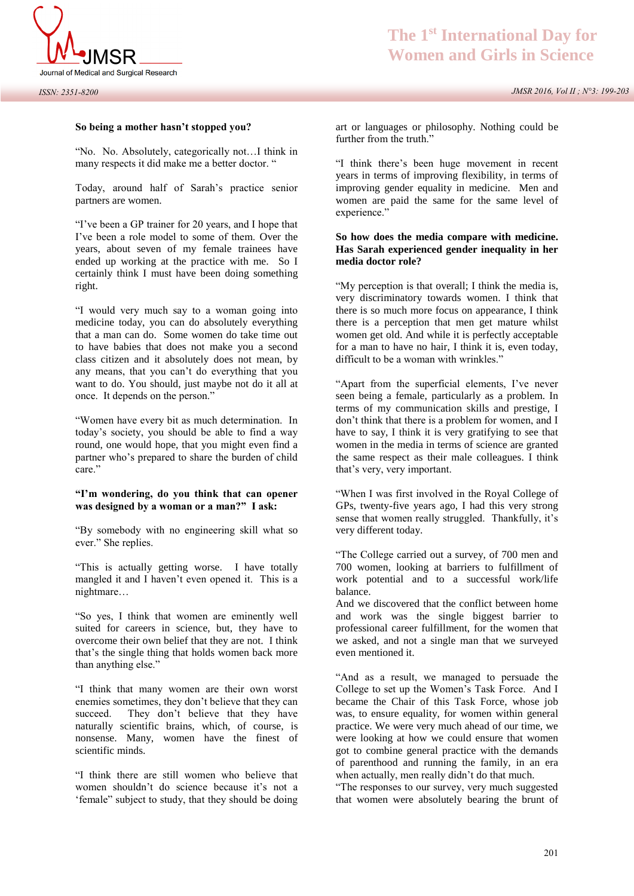**So being a mother hasn't stopped you?**

"No. No. Absolutely, categorically not…I think in many respects it did make me a better doctor. "

Today, around half of Sarah's practice senior partners are women.

"I've been a GP trainer for 20 years, and I hope that I've been a role model to some of them. Over the years, about seven of my female trainees have ended up working at the practice with me. So I certainly think I must have been doing something right.

"I would very much say to a woman going into medicine today, you can do absolutely everything that a man can do. Some women do take time out to have babies that does not make you a second class citizen and it absolutely does not mean, by any means, that you can't do everything that you want to do. You should, just maybe not do it all at once. It depends on the person."

"Women have every bit as much determination. In today's society, you should be able to find a way round, one would hope, that you might even find a partner who's prepared to share the burden of child care."

**"I'm wondering, do you think that can opener was designed by a woman or a man?" I ask:**

"By somebody with no engineering skill what so ever." She replies.

"This is actually getting worse. I have totally mangled it and I haven't even opened it. This is a nightmare…

"So yes, I think that women are eminently well suited for careers in science, but, they have to overcome their own belief that they are not. I think that's the single thing that holds women back more than anything else."

"I think that many women are their own worst enemies sometimes, they don't believe that they can succeed. They don't believe that they have naturally scientific brains, which, of course, is nonsense. Many, women have the finest of scientific minds.

"I think there are still women who believe that women shouldn't do science because it's not a 'female" subject to study, that they should be doing art or languages or philosophy. Nothing could be further from the truth."

"I think there's been huge movement in recent years in terms of improving flexibility, in terms of improving gender equality in medicine. Men and women are paid the same for the same level of experience."

**So how does the media compare with medicine. Has Sarah experienced gender inequality in her media doctor role?**

"My perception is that overall; I think the media is, very discriminatory towards women. I think that there is so much more focus on appearance, I think there is a perception that men get mature whilst women get old. And while it is perfectly acceptable for a man to have no hair, I think it is, even today, difficult to be a woman with wrinkles."

"Apart from the superficial elements, I've never seen being a female, particularly as a problem. In terms of my communication skills and prestige, I don't think that there is a problem for women, and I have to say, I think it is very gratifying to see that women in the media in terms of science are granted the same respect as their male colleagues. I think that's very, very important.

"When I was first involved in the Royal College of GPs, twenty-five years ago, I had this very strong sense that women really struggled. Thankfully, it's very different today.

"The College carried out a survey, of 700 men and 700 women, looking at barriers to fulfillment of work potential and to a successful work/life balance.
And we discovered that the conflict between home and work was the single biggest barrier to professional career fulfillment, for the women that we asked, and not a single man that we surveyed even mentioned it.

"And as a result, we managed to persuade the College to set up the Women's Task Force. And I became the Chair of this Task Force, whose job was, to ensure equality, for women within general practice. We were very much ahead of our time, we were looking at how we could ensure that women got to combine general practice with the demands of parenthood and running the family, in an era when actually, men really didn't do that much.
"The responses to our survey, very much suggested that women were absolutely bearing the brunt of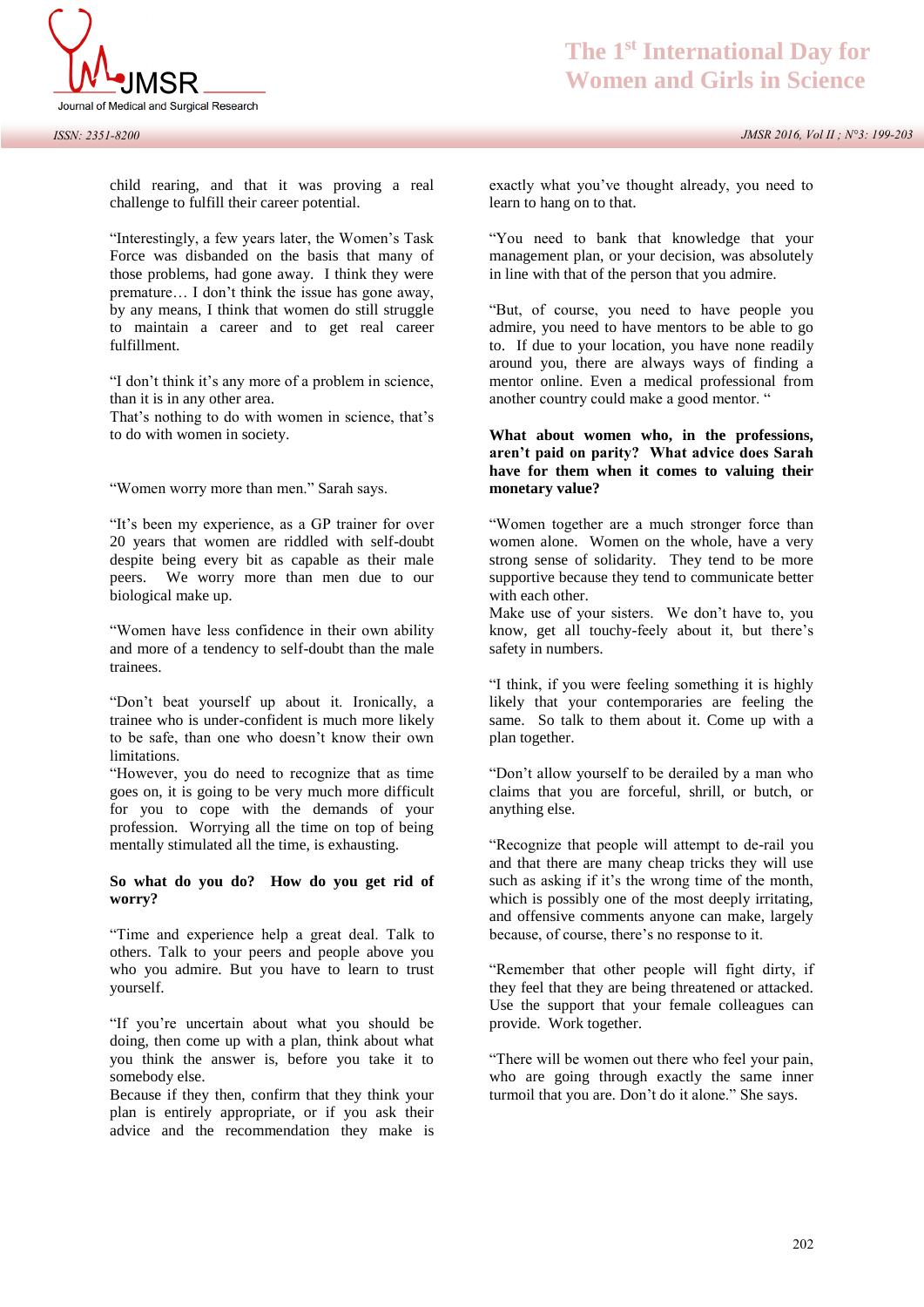child rearing, and that it was proving a real challenge to fulfill their career potential.

"Interestingly, a few years later, the Women's Task Force was disbanded on the basis that many of those problems, had gone away. I think they were premature… I don't think the issue has gone away, by any means, I think that women do still struggle to maintain a career and to get real career fulfillment.

"I don't think it's any more of a problem in science, than it is in any other area.
That's nothing to do with women in science, that's to do with women in society.

"Women worry more than men." Sarah says.

"It's been my experience, as a GP trainer for over 20 years that women are riddled with self-doubt despite being every bit as capable as their male peers. We worry more than men due to our biological make up.

"Women have less confidence in their own ability and more of a tendency to self-doubt than the male trainees.

"Don't beat yourself up about it. Ironically, a trainee who is under-confident is much more likely to be safe, than one who doesn't know their own limitations.
"However, you do need to recognize that as time goes on, it is going to be very much more difficult for you to cope with the demands of your profession. Worrying all the time on top of being mentally stimulated all the time, is exhausting.

**So what do you do? How do you get rid of worry?**

"Time and experience help a great deal. Talk to others. Talk to your peers and people above you who you admire. But you have to learn to trust yourself.

"If you're uncertain about what you should be doing, then come up with a plan, think about what you think the answer is, before you take it to somebody else.
Because if they then, confirm that they think your plan is entirely appropriate, or if you ask their advice and the recommendation they make is exactly what you've thought already, you need to learn to hang on to that.

"You need to bank that knowledge that your management plan, or your decision, was absolutely in line with that of the person that you admire.

"But, of course, you need to have people you admire, you need to have mentors to be able to go to. If due to your location, you have none readily around you, there are always ways of finding a mentor online. Even a medical professional from another country could make a good mentor. "

**What about women who, in the professions, aren't paid on parity? What advice does Sarah have for them when it comes to valuing their monetary value?**

"Women together are a much stronger force than women alone. Women on the whole, have a very strong sense of solidarity. They tend to be more supportive because they tend to communicate better with each other.
Make use of your sisters. We don't have to, you know, get all touchy-feely about it, but there's safety in numbers.

"I think, if you were feeling something it is highly likely that your contemporaries are feeling the same. So talk to them about it. Come up with a plan together.

"Don't allow yourself to be derailed by a man who claims that you are forceful, shrill, or butch, or anything else.

"Recognize that people will attempt to de-rail you and that there are many cheap tricks they will use such as asking if it's the wrong time of the month, which is possibly one of the most deeply irritating, and offensive comments anyone can make, largely because, of course, there's no response to it.

"Remember that other people will fight dirty, if they feel that they are being threatened or attacked. Use the support that your female colleagues can provide. Work together.

"There will be women out there who feel your pain, who are going through exactly the same inner turmoil that you are. Don't do it alone." She says.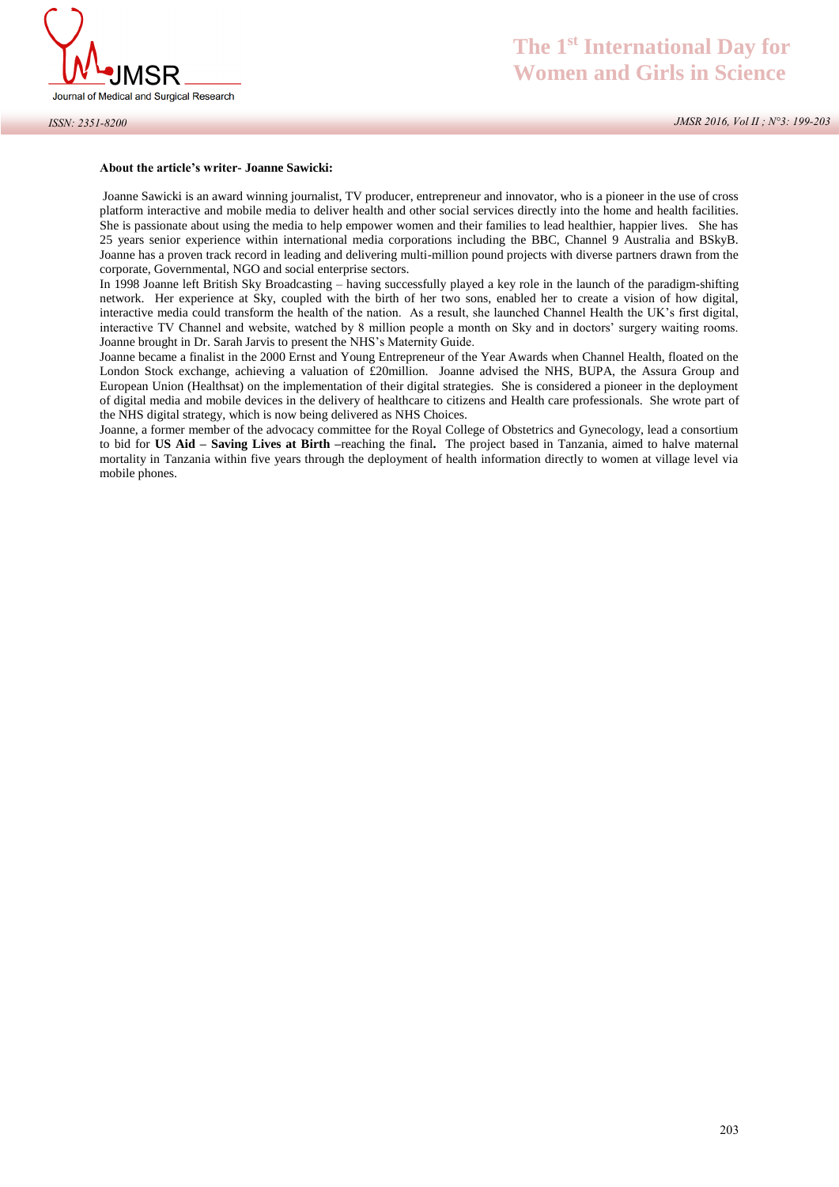**About the article's writer- Joanne Sawicki:**

Joanne Sawicki is an award winning journalist, TV producer, entrepreneur and innovator, who is a pioneer in the use of cross platform interactive and mobile media to deliver health and other social services directly into the home and health facilities. She is passionate about using the media to help empower women and their families to lead healthier, happier lives. She has 25 years senior experience within international media corporations including the BBC, Channel 9 Australia and BSkyB. Joanne has a proven track record in leading and delivering multi-million pound projects with diverse partners drawn from the corporate, Governmental, NGO and social enterprise sectors.

In 1998 Joanne left British Sky Broadcasting – having successfully played a key role in the launch of the paradigm-shifting network. Her experience at Sky, coupled with the birth of her two sons, enabled her to create a vision of how digital, interactive media could transform the health of the nation. As a result, she launched Channel Health the UK's first digital, interactive TV Channel and website, watched by 8 million people a month on Sky and in doctors' surgery waiting rooms. Joanne brought in Dr. Sarah Jarvis to present the NHS's Maternity Guide.

Joanne became a finalist in the 2000 Ernst and Young Entrepreneur of the Year Awards when Channel Health, floated on the London Stock exchange, achieving a valuation of £20million. Joanne advised the NHS, BUPA, the Assura Group and European Union (Healthsat) on the implementation of their digital strategies. She is considered a pioneer in the deployment of digital media and mobile devices in the delivery of healthcare to citizens and Health care professionals. She wrote part of the NHS digital strategy, which is now being delivered as NHS Choices.

Joanne, a former member of the advocacy committee for the Royal College of Obstetrics and Gynecology, lead a consortium to bid for **US Aid – Saving Lives at Birth** –reaching the final**.** The project based in Tanzania, aimed to halve maternal mortality in Tanzania within five years through the deployment of health information directly to women at village level via mobile phones.